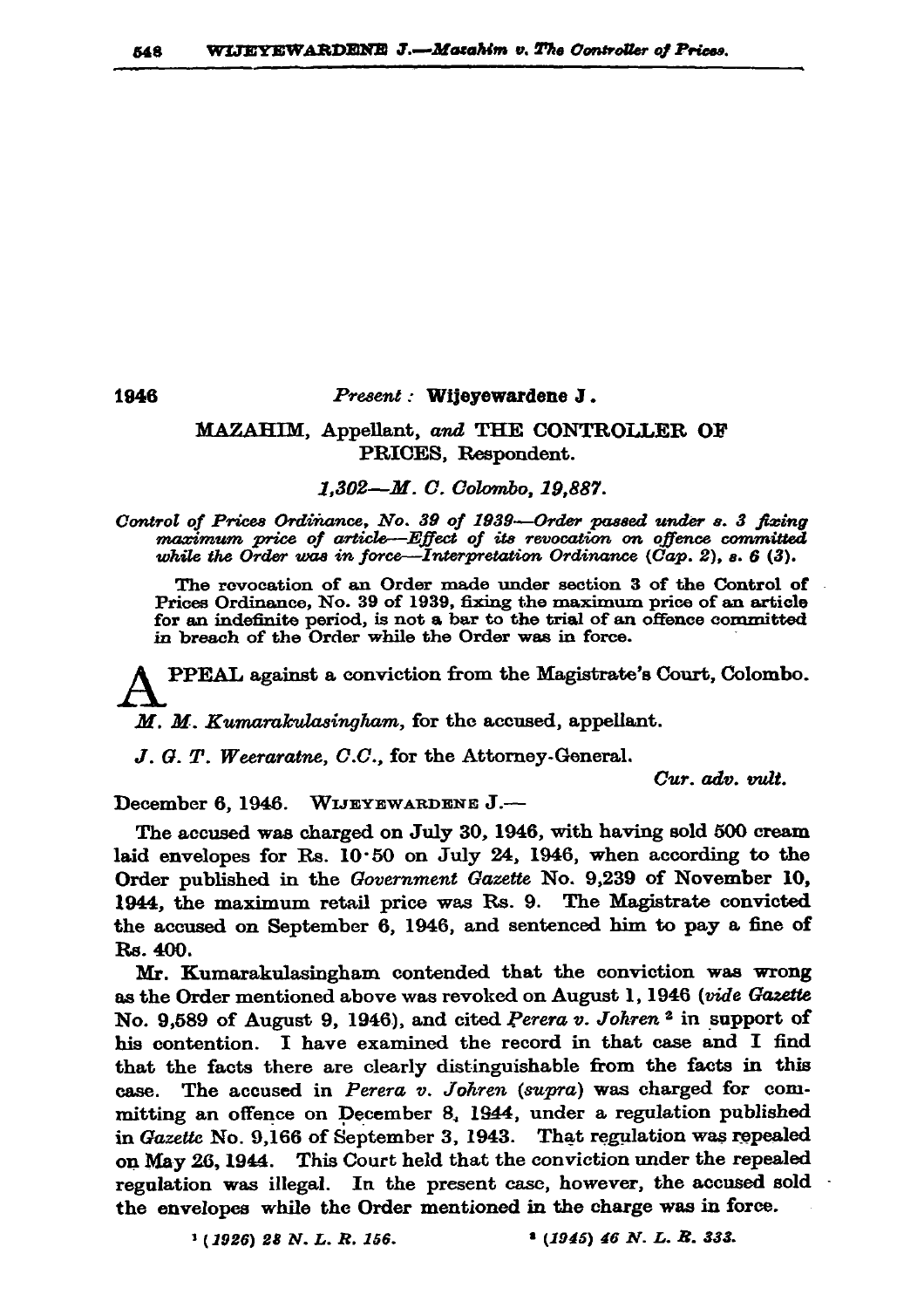1946

*Present:* **Wijeyewardene J.**

MAZAHIM, Appellant, *and* THE CONTROLLER OF PRICES, Respondent.

*1,302—M. C. Colombo, 19,887.*

*Control of Prices Ordinance, No. 39 of 1939—Order passed under s. 3 fixing maximum price of article—Effect of its revocation on offence committed while the Order was in force—Interpretation Ordinance (Cap. 2), s. 6 (3).*

The revocation of an Order made under section 3 of the Control of Prices Ordinance, No. 39 of 1939, fixing the maximum price of an article for an indefinite period, is not a bar to the trial of an offence committed in breach of the Order while the Order was in force.

APPEAL against a conviction from the Magistrate's Court, Colombo.

*M. M. Kumarakulasingham*, for the accused, appellant.

*J. G. T. Weeraratne, C.C.*, for the Attorney-General.

*Cur. adv. vult.*

December 6, 1946. WIJEYEWARDENE J.—

The accused was charged on July 30, 1946, with having sold 500 cream laid envelopes for Rs. 10·50 on July 24, 1946, when according to the Order published in the *Government Gazette* No. 9,239 of November 10, 1944, the maximum retail price was Rs. 9. The Magistrate convicted the accused on September 6, 1946, and sentenced him to pay a fine of Rs. 400.

Mr. Kumarakulasingham contended that the conviction was wrong as the Order mentioned above was revoked on August 1, 1946 (*vide Gazette* No. 9,589 of August 9, 1946), and cited *Perera v. Johren* [2] in support of his contention. I have examined the record in that case and I find that the facts there are clearly distinguishable from the facts in this case. The accused in *Perera v. Johren (supra)* was charged for committing an offence on December 8, 1944, under a regulation published in *Gazette* No. 9,166 of September 3, 1943. That regulation was repealed on May 26, 1944. This Court held that the conviction under the repealed regulation was illegal. In the present case, however, the accused sold the envelopes while the Order mentioned in the charge was in force.

[1] *(1926) 28 N. L. R. 156.* [2] *(1945) 46 N. L. R. 333.*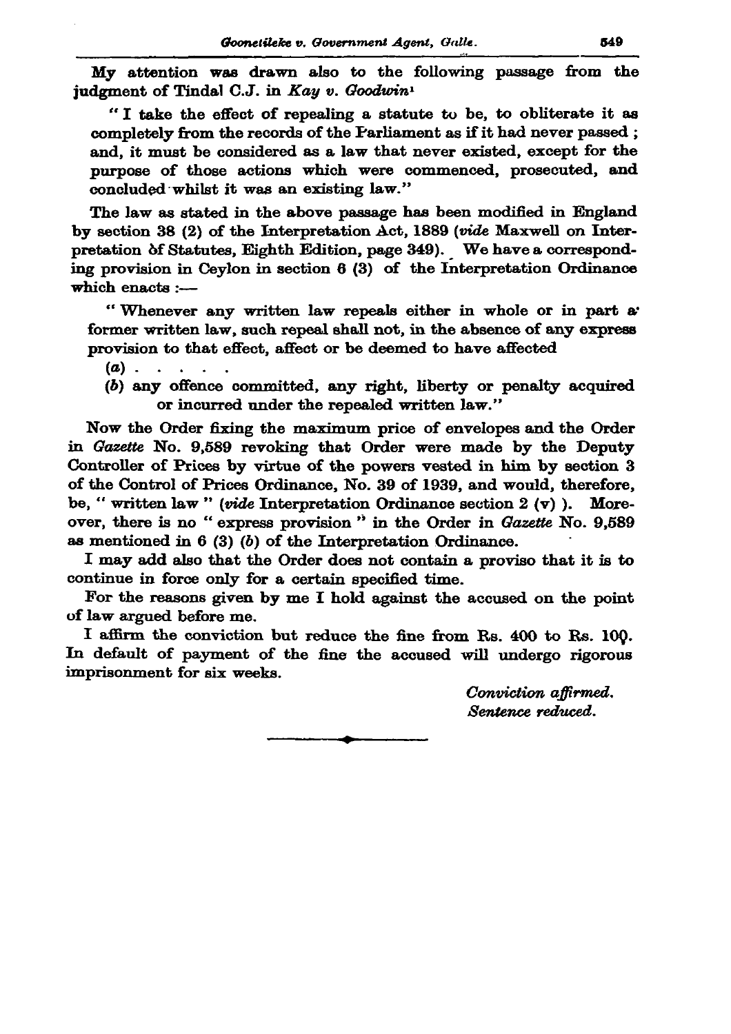My attention was drawn also to the following passage from the judgment of Tindal C.J. in *Kay v. Goodwin*[1]

> "I take the effect of repealing a statute to be, to obliterate it as completely from the records of the Parliament as if it had never passed; and, it must be considered as a law that never existed, except for the purpose of those actions which were commenced, prosecuted, and concluded whilst it was an existing law."

The law as stated in the above passage has been modified in England by section 38 (2) of the Interpretation Act, 1889 (*vide* Maxwell on Interpretation of Statutes, Eighth Edition, page 349). We have a corresponding provision in Ceylon in section 6 (3) of the Interpretation Ordinance which enacts :—

> "Whenever any written law repeals either in whole or in part a former written law, such repeal shall not, in the absence of any express provision to that effect, affect or be deemed to have affected
>
> (*a*) . . . . .
>
> (*b*) any offence committed, any right, liberty or penalty acquired or incurred under the repealed written law."

Now the Order fixing the maximum price of envelopes and the Order in *Gazette* No. 9,589 revoking that Order were made by the Deputy Controller of Prices by virtue of the powers vested in him by section 3 of the Control of Prices Ordinance, No. 39 of 1939, and would, therefore, be, "written law" (*vide* Interpretation Ordinance section 2 (v) ). Moreover, there is no "express provision" in the Order in *Gazette* No. 9,589 as mentioned in 6 (3) (*b*) of the Interpretation Ordinance.

I may add also that the Order does not contain a proviso that it is to continue in force only for a certain specified time.

For the reasons given by me I hold against the accused on the point of law argued before me.

I affirm the conviction but reduce the fine from Rs. 400 to Rs. 100. In default of payment of the fine the accused will undergo rigorous imprisonment for six weeks.

*Conviction affirmed.*
*Sentence reduced.*